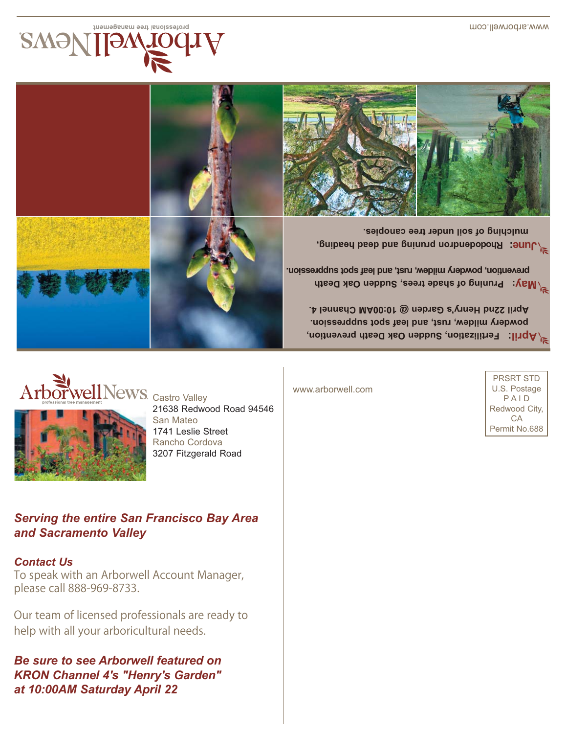www.arborwell.com

# ArborwellNews

professional tree management

**April:** Fertilization, Sudden Oak Death prevention, powdery mildew, rust, and leaf spot suppression. April 22nd Henry's Garden @ 10:00AM Channel 4.

**May:** Pruning of shade trees, Sudden Oak Death prevention, powdery mildew, rust, and leaf spot suppression.

**June:** Rhododendron pruning and dead heading, mulching of soil under tree canopies.

ArborwellNews
professional tree management

Castro Valley
21638 Redwood Road 94546

San Mateo
1741 Leslie Street

Rancho Cordova
3207 Fitzgerald Road

***Serving the entire San Francisco Bay Area and Sacramento Valley***

***Contact Us***

To speak with an Arborwell Account Manager, please call 888-969-8733.

Our team of licensed professionals are ready to help with all your arboricultural needs.

***Be sure to see Arborwell featured on KRON Channel 4's "Henry's Garden" at 10:00AM Saturday April 22***

www.arborwell.com

PRSRT STD
U.S. Postage
PAID
Redwood City, CA
Permit No.688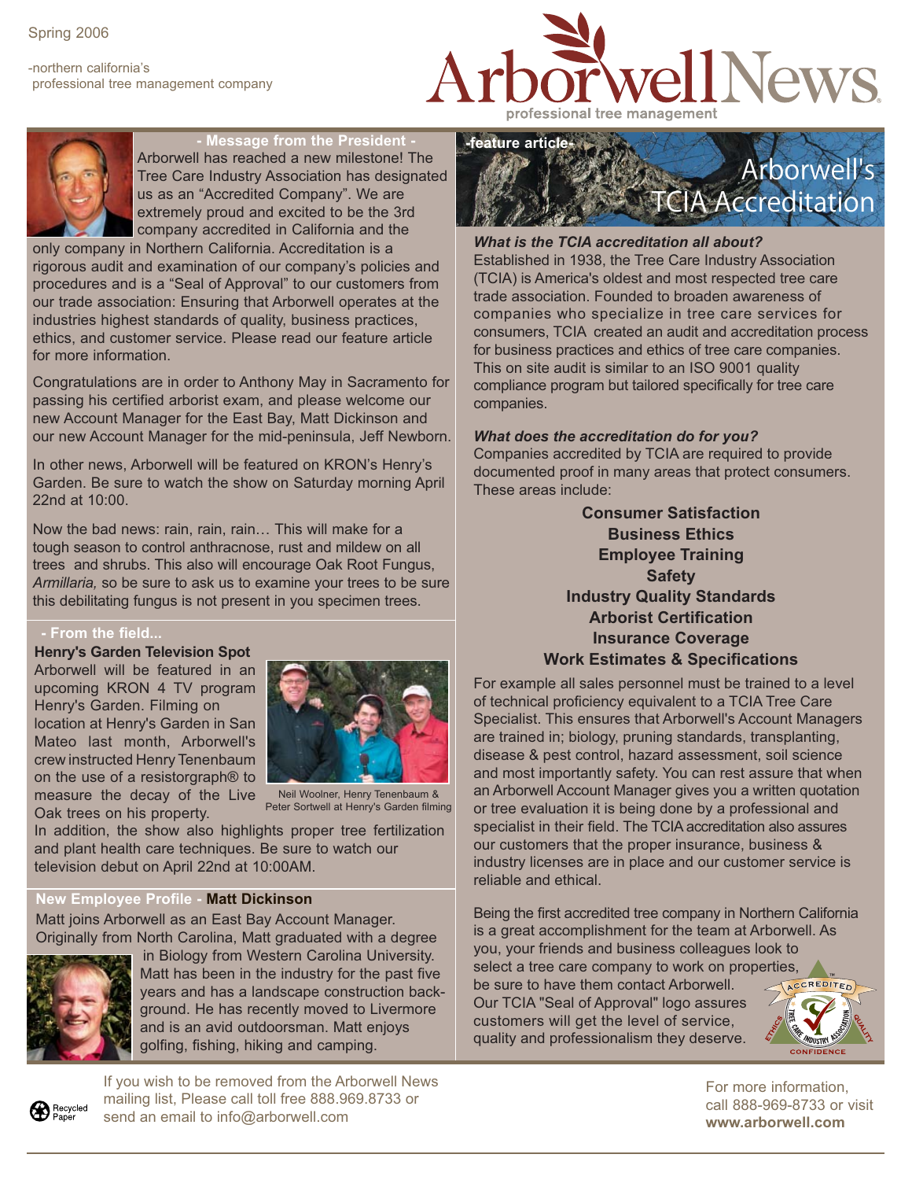Spring 2006

-northern california's professional tree management company

# ArborwellNews

professional tree management

## - Message from the President -

Arborwell has reached a new milestone! The Tree Care Industry Association has designated us as an "Accredited Company". We are extremely proud and excited to be the 3rd company accredited in California and the only company in Northern California. Accreditation is a rigorous audit and examination of our company's policies and procedures and is a "Seal of Approval" to our customers from our trade association: Ensuring that Arborwell operates at the industries highest standards of quality, business practices, ethics, and customer service. Please read our feature article for more information.

Congratulations are in order to Anthony May in Sacramento for passing his certified arborist exam, and please welcome our new Account Manager for the East Bay, Matt Dickinson and our new Account Manager for the mid-peninsula, Jeff Newborn.

In other news, Arborwell will be featured on KRON's Henry's Garden. Be sure to watch the show on Saturday morning April 22nd at 10:00.

Now the bad news: rain, rain, rain… This will make for a tough season to control anthracnose, rust and mildew on all trees and shrubs. This also will encourage Oak Root Fungus, *Armillaria,* so be sure to ask us to examine your trees to be sure this debilitating fungus is not present in you specimen trees.

## - From the field...

### Henry's Garden Television Spot

Arborwell will be featured in an upcoming KRON 4 TV program Henry's Garden. Filming on location at Henry's Garden in San Mateo last month, Arborwell's crew instructed Henry Tenenbaum on the use of a resistorgraph® to measure the decay of the Live Oak trees on his property.

Neil Woolner, Henry Tenenbaum & Peter Sortwell at Henry's Garden filming

In addition, the show also highlights proper tree fertilization and plant health care techniques. Be sure to watch our television debut on April 22nd at 10:00AM.

## New Employee Profile - Matt Dickinson

Matt joins Arborwell as an East Bay Account Manager. Originally from North Carolina, Matt graduated with a degree in Biology from Western Carolina University. Matt has been in the industry for the past five years and has a landscape construction background. He has recently moved to Livermore and is an avid outdoorsman. Matt enjoys golfing, fishing, hiking and camping.

## -feature article- Arborwell's TCIA Accreditation

***What is the TCIA accreditation all about?***

Established in 1938, the Tree Care Industry Association (TCIA) is America's oldest and most respected tree care trade association. Founded to broaden awareness of companies who specialize in tree care services for consumers, TCIA created an audit and accreditation process for business practices and ethics of tree care companies. This on site audit is similar to an ISO 9001 quality compliance program but tailored specifically for tree care companies.

***What does the accreditation do for you?***

Companies accredited by TCIA are required to provide documented proof in many areas that protect consumers. These areas include:

**Consumer Satisfaction**
**Business Ethics**
**Employee Training**
**Safety**
**Industry Quality Standards**
**Arborist Certification**
**Insurance Coverage**
**Work Estimates & Specifications**

For example all sales personnel must be trained to a level of technical proficiency equivalent to a TCIA Tree Care Specialist. This ensures that Arborwell's Account Managers are trained in; biology, pruning standards, transplanting, disease & pest control, hazard assessment, soil science and most importantly safety. You can rest assure that when an Arborwell Account Manager gives you a written quotation or tree evaluation it is being done by a professional and specialist in their field. The TCIA accreditation also assures our customers that the proper insurance, business & industry licenses are in place and our customer service is reliable and ethical.

Being the first accredited tree company in Northern California is a great accomplishment for the team at Arborwell. As you, your friends and business colleagues look to select a tree care company to work on properties, be sure to have them contact Arborwell. Our TCIA "Seal of Approval" logo assures customers will get the level of service, quality and professionalism they deserve.

ACCREDITED — ETHICS — QUALITY — CONFIDENCE — TREE CARE INDUSTRY ASSOCIATION

Recycled Paper

If you wish to be removed from the Arborwell News mailing list, Please call toll free 888.969.8733 or send an email to info@arborwell.com

For more information, call 888-969-8733 or visit **www.arborwell.com**